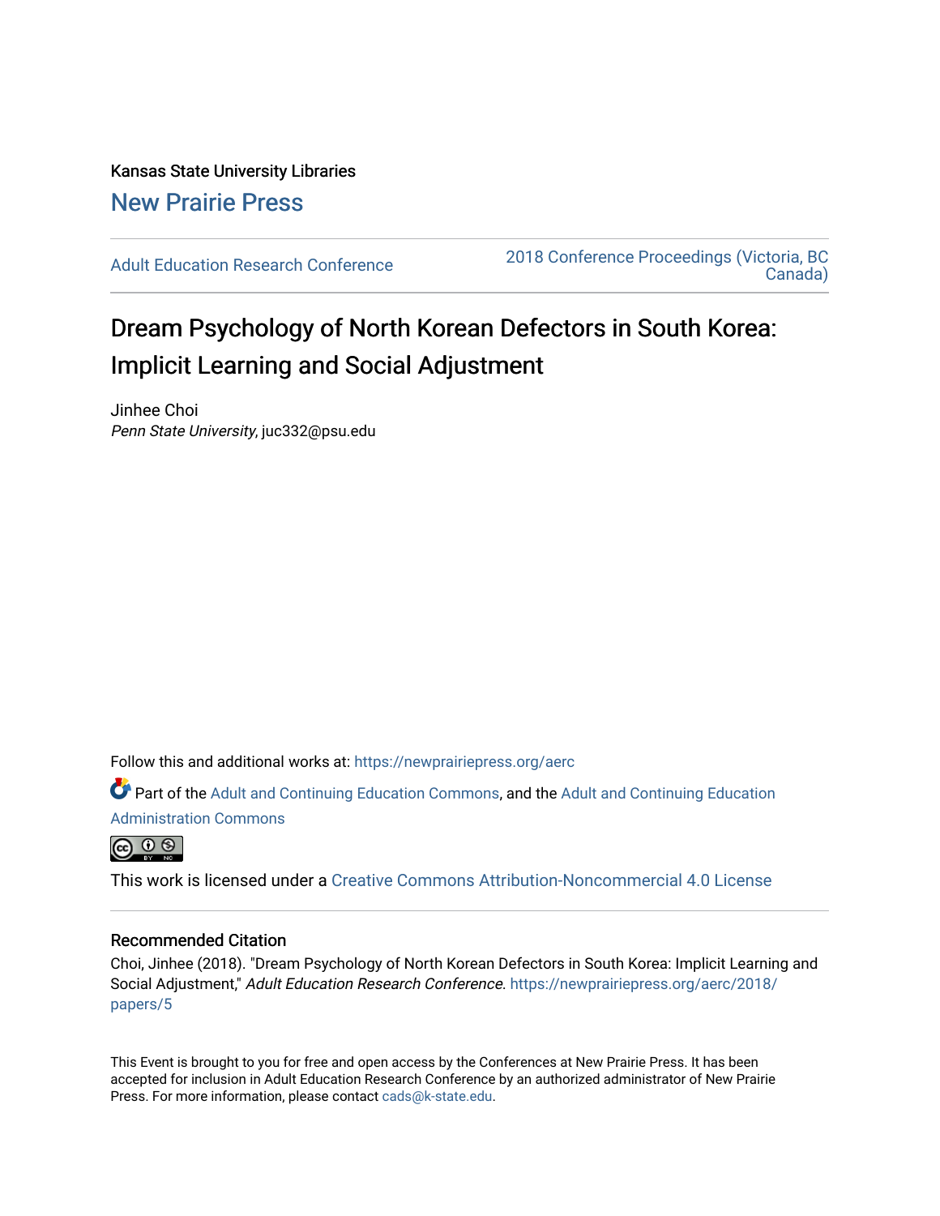Kansas State University Libraries

New Prairie Press

Adult Education Research Conference

2018 Conference Proceedings (Victoria, BC Canada)

# Dream Psychology of North Korean Defectors in South Korea: Implicit Learning and Social Adjustment

Jinhee Choi
*Penn State University*, juc332@psu.edu

Follow this and additional works at: https://newprairiepress.org/aerc

Part of the Adult and Continuing Education Commons, and the Adult and Continuing Education Administration Commons

This work is licensed under a Creative Commons Attribution-Noncommercial 4.0 License

## Recommended Citation

Choi, Jinhee (2018). "Dream Psychology of North Korean Defectors in South Korea: Implicit Learning and Social Adjustment," *Adult Education Research Conference*. https://newprairiepress.org/aerc/2018/papers/5

This Event is brought to you for free and open access by the Conferences at New Prairie Press. It has been accepted for inclusion in Adult Education Research Conference by an authorized administrator of New Prairie Press. For more information, please contact cads@k-state.edu.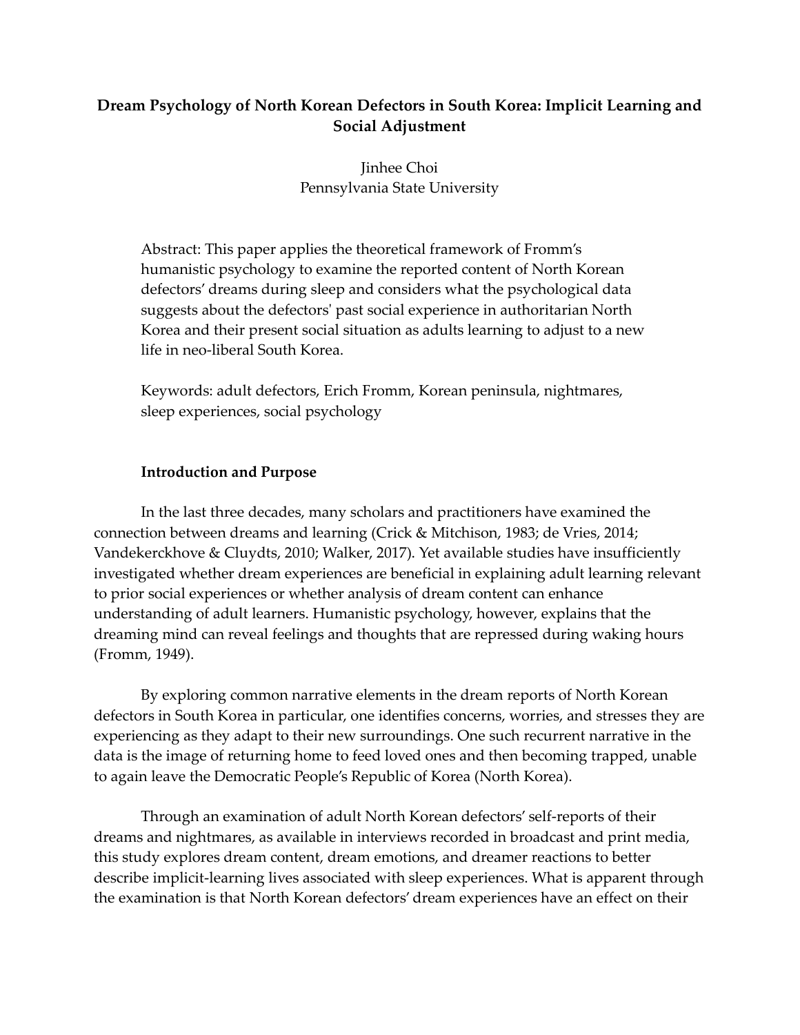**Dream Psychology of North Korean Defectors in South Korea: Implicit Learning and Social Adjustment**

Jinhee Choi
Pennsylvania State University

Abstract: This paper applies the theoretical framework of Fromm's humanistic psychology to examine the reported content of North Korean defectors' dreams during sleep and considers what the psychological data suggests about the defectors' past social experience in authoritarian North Korea and their present social situation as adults learning to adjust to a new life in neo-liberal South Korea.

Keywords: adult defectors, Erich Fromm, Korean peninsula, nightmares, sleep experiences, social psychology

**Introduction and Purpose**

In the last three decades, many scholars and practitioners have examined the connection between dreams and learning (Crick & Mitchison, 1983; de Vries, 2014; Vandekerckhove & Cluydts, 2010; Walker, 2017). Yet available studies have insufficiently investigated whether dream experiences are beneficial in explaining adult learning relevant to prior social experiences or whether analysis of dream content can enhance understanding of adult learners. Humanistic psychology, however, explains that the dreaming mind can reveal feelings and thoughts that are repressed during waking hours (Fromm, 1949).

By exploring common narrative elements in the dream reports of North Korean defectors in South Korea in particular, one identifies concerns, worries, and stresses they are experiencing as they adapt to their new surroundings. One such recurrent narrative in the data is the image of returning home to feed loved ones and then becoming trapped, unable to again leave the Democratic People's Republic of Korea (North Korea).

Through an examination of adult North Korean defectors' self-reports of their dreams and nightmares, as available in interviews recorded in broadcast and print media, this study explores dream content, dream emotions, and dreamer reactions to better describe implicit-learning lives associated with sleep experiences. What is apparent through the examination is that North Korean defectors' dream experiences have an effect on their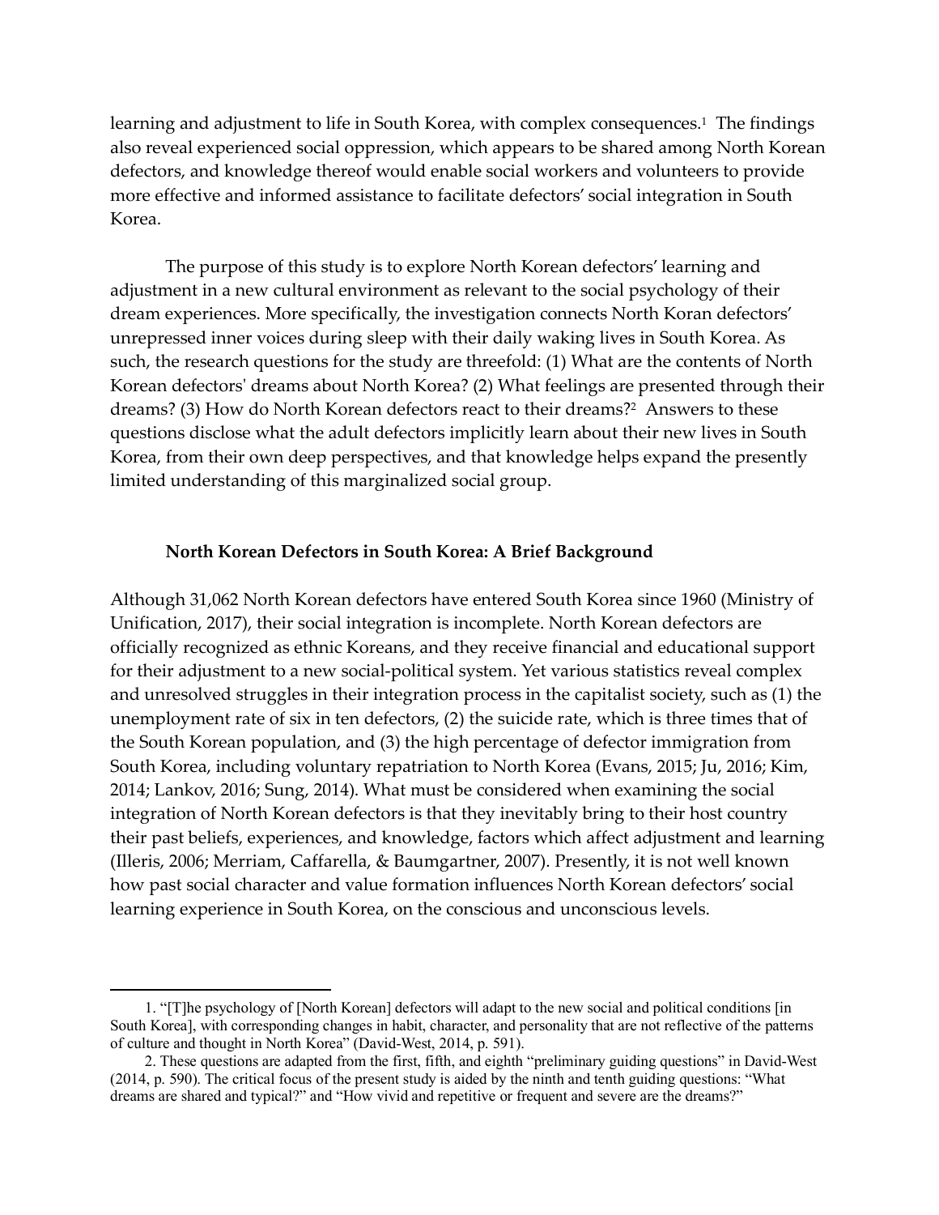learning and adjustment to life in South Korea, with complex consequences.[1] The findings also reveal experienced social oppression, which appears to be shared among North Korean defectors, and knowledge thereof would enable social workers and volunteers to provide more effective and informed assistance to facilitate defectors' social integration in South Korea.

The purpose of this study is to explore North Korean defectors' learning and adjustment in a new cultural environment as relevant to the social psychology of their dream experiences. More specifically, the investigation connects North Koran defectors' unrepressed inner voices during sleep with their daily waking lives in South Korea. As such, the research questions for the study are threefold: (1) What are the contents of North Korean defectors' dreams about North Korea? (2) What feelings are presented through their dreams? (3) How do North Korean defectors react to their dreams?[2] Answers to these questions disclose what the adult defectors implicitly learn about their new lives in South Korea, from their own deep perspectives, and that knowledge helps expand the presently limited understanding of this marginalized social group.

## North Korean Defectors in South Korea: A Brief Background

Although 31,062 North Korean defectors have entered South Korea since 1960 (Ministry of Unification, 2017), their social integration is incomplete. North Korean defectors are officially recognized as ethnic Koreans, and they receive financial and educational support for their adjustment to a new social-political system. Yet various statistics reveal complex and unresolved struggles in their integration process in the capitalist society, such as (1) the unemployment rate of six in ten defectors, (2) the suicide rate, which is three times that of the South Korean population, and (3) the high percentage of defector immigration from South Korea, including voluntary repatriation to North Korea (Evans, 2015; Ju, 2016; Kim, 2014; Lankov, 2016; Sung, 2014). What must be considered when examining the social integration of North Korean defectors is that they inevitably bring to their host country their past beliefs, experiences, and knowledge, factors which affect adjustment and learning (Illeris, 2006; Merriam, Caffarella, & Baumgartner, 2007). Presently, it is not well known how past social character and value formation influences North Korean defectors' social learning experience in South Korea, on the conscious and unconscious levels.

---

1. "[T]he psychology of [North Korean] defectors will adapt to the new social and political conditions [in South Korea], with corresponding changes in habit, character, and personality that are not reflective of the patterns of culture and thought in North Korea" (David-West, 2014, p. 591).

2. These questions are adapted from the first, fifth, and eighth "preliminary guiding questions" in David-West (2014, p. 590). The critical focus of the present study is aided by the ninth and tenth guiding questions: "What dreams are shared and typical?" and "How vivid and repetitive or frequent and severe are the dreams?"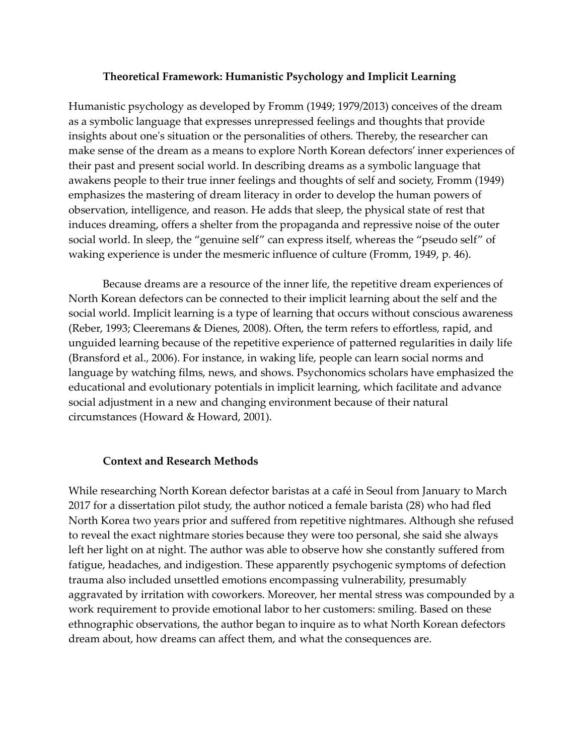## Theoretical Framework: Humanistic Psychology and Implicit Learning

Humanistic psychology as developed by Fromm (1949; 1979/2013) conceives of the dream as a symbolic language that expresses unrepressed feelings and thoughts that provide insights about one's situation or the personalities of others. Thereby, the researcher can make sense of the dream as a means to explore North Korean defectors' inner experiences of their past and present social world. In describing dreams as a symbolic language that awakens people to their true inner feelings and thoughts of self and society, Fromm (1949) emphasizes the mastering of dream literacy in order to develop the human powers of observation, intelligence, and reason. He adds that sleep, the physical state of rest that induces dreaming, offers a shelter from the propaganda and repressive noise of the outer social world. In sleep, the "genuine self" can express itself, whereas the "pseudo self" of waking experience is under the mesmeric influence of culture (Fromm, 1949, p. 46).

Because dreams are a resource of the inner life, the repetitive dream experiences of North Korean defectors can be connected to their implicit learning about the self and the social world. Implicit learning is a type of learning that occurs without conscious awareness (Reber, 1993; Cleeremans & Dienes, 2008). Often, the term refers to effortless, rapid, and unguided learning because of the repetitive experience of patterned regularities in daily life (Bransford et al., 2006). For instance, in waking life, people can learn social norms and language by watching films, news, and shows. Psychonomics scholars have emphasized the educational and evolutionary potentials in implicit learning, which facilitate and advance social adjustment in a new and changing environment because of their natural circumstances (Howard & Howard, 2001).

## Context and Research Methods

While researching North Korean defector baristas at a café in Seoul from January to March 2017 for a dissertation pilot study, the author noticed a female barista (28) who had fled North Korea two years prior and suffered from repetitive nightmares. Although she refused to reveal the exact nightmare stories because they were too personal, she said she always left her light on at night. The author was able to observe how she constantly suffered from fatigue, headaches, and indigestion. These apparently psychogenic symptoms of defection trauma also included unsettled emotions encompassing vulnerability, presumably aggravated by irritation with coworkers. Moreover, her mental stress was compounded by a work requirement to provide emotional labor to her customers: smiling. Based on these ethnographic observations, the author began to inquire as to what North Korean defectors dream about, how dreams can affect them, and what the consequences are.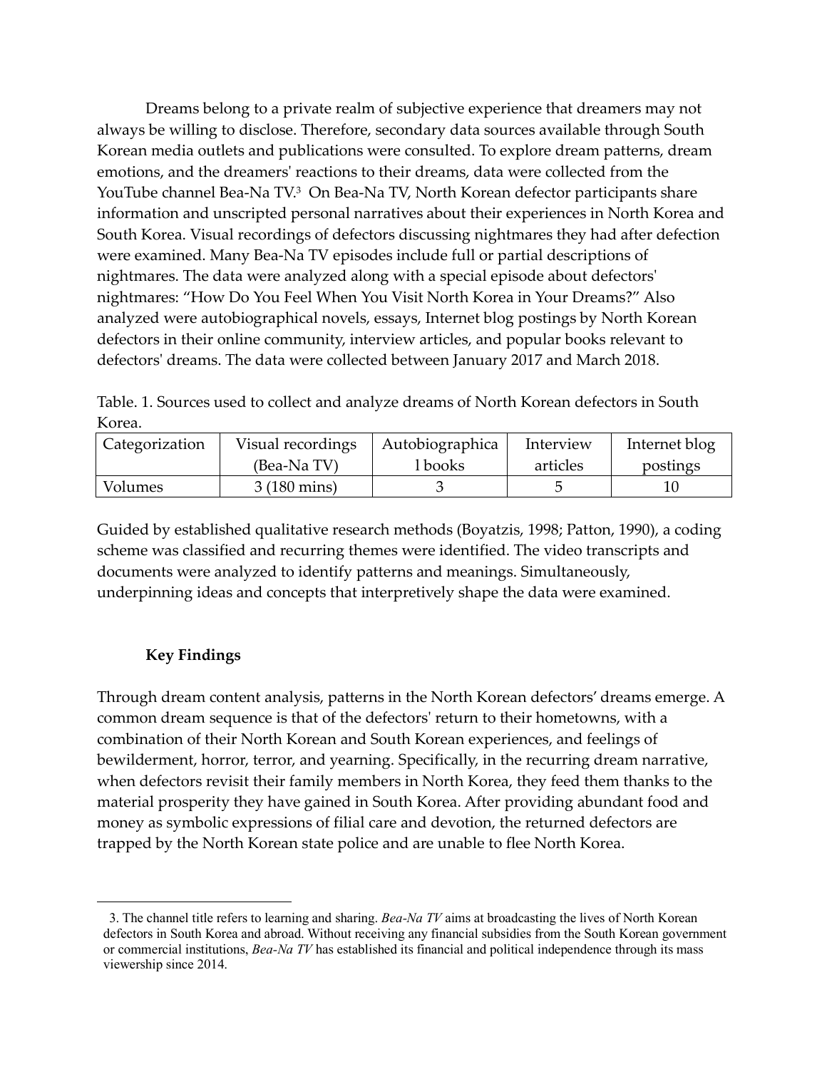Dreams belong to a private realm of subjective experience that dreamers may not always be willing to disclose. Therefore, secondary data sources available through South Korean media outlets and publications were consulted. To explore dream patterns, dream emotions, and the dreamers' reactions to their dreams, data were collected from the YouTube channel Bea-Na TV.[3] On Bea-Na TV, North Korean defector participants share information and unscripted personal narratives about their experiences in North Korea and South Korea. Visual recordings of defectors discussing nightmares they had after defection were examined. Many Bea-Na TV episodes include full or partial descriptions of nightmares. The data were analyzed along with a special episode about defectors' nightmares: "How Do You Feel When You Visit North Korea in Your Dreams?" Also analyzed were autobiographical novels, essays, Internet blog postings by North Korean defectors in their online community, interview articles, and popular books relevant to defectors' dreams. The data were collected between January 2017 and March 2018.

Table. 1. Sources used to collect and analyze dreams of North Korean defectors in South Korea.

| Categorization | Visual recordings (Bea-Na TV) | Autobiographical books | Interview articles | Internet blog postings |
|---|---|---|---|---|
| Volumes | 3 (180 mins) | 3 | 5 | 10 |

Guided by established qualitative research methods (Boyatzis, 1998; Patton, 1990), a coding scheme was classified and recurring themes were identified. The video transcripts and documents were analyzed to identify patterns and meanings. Simultaneously, underpinning ideas and concepts that interpretively shape the data were examined.

## Key Findings

Through dream content analysis, patterns in the North Korean defectors' dreams emerge. A common dream sequence is that of the defectors' return to their hometowns, with a combination of their North Korean and South Korean experiences, and feelings of bewilderment, horror, terror, and yearning. Specifically, in the recurring dream narrative, when defectors revisit their family members in North Korea, they feed them thanks to the material prosperity they have gained in South Korea. After providing abundant food and money as symbolic expressions of filial care and devotion, the returned defectors are trapped by the North Korean state police and are unable to flee North Korea.

---

3. The channel title refers to learning and sharing. *Bea-Na TV* aims at broadcasting the lives of North Korean defectors in South Korea and abroad. Without receiving any financial subsidies from the South Korean government or commercial institutions, *Bea-Na TV* has established its financial and political independence through its mass viewership since 2014.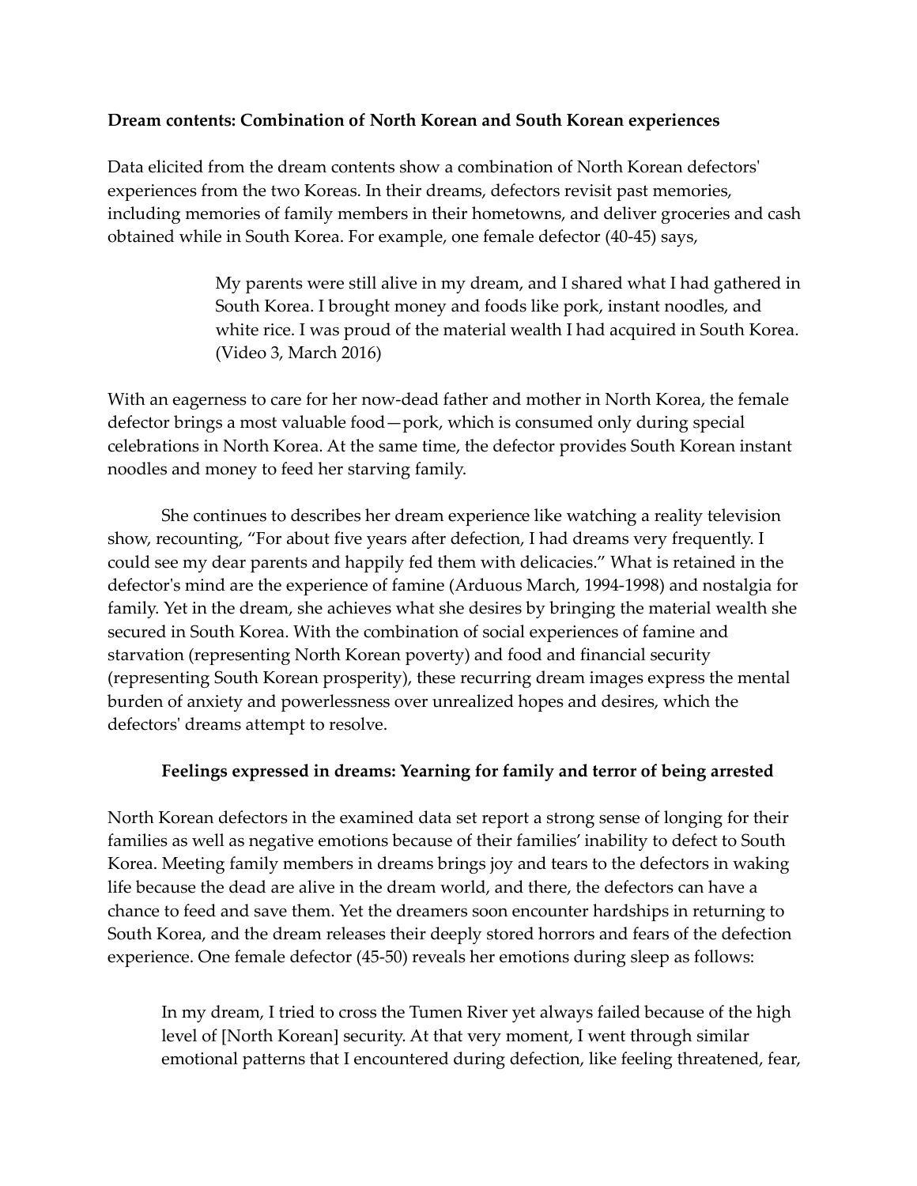**Dream contents: Combination of North Korean and South Korean experiences**

Data elicited from the dream contents show a combination of North Korean defectors' experiences from the two Koreas. In their dreams, defectors revisit past memories, including memories of family members in their hometowns, and deliver groceries and cash obtained while in South Korea. For example, one female defector (40-45) says,

> My parents were still alive in my dream, and I shared what I had gathered in South Korea. I brought money and foods like pork, instant noodles, and white rice. I was proud of the material wealth I had acquired in South Korea. (Video 3, March 2016)

With an eagerness to care for her now-dead father and mother in North Korea, the female defector brings a most valuable food—pork, which is consumed only during special celebrations in North Korea. At the same time, the defector provides South Korean instant noodles and money to feed her starving family.

She continues to describes her dream experience like watching a reality television show, recounting, "For about five years after defection, I had dreams very frequently. I could see my dear parents and happily fed them with delicacies." What is retained in the defector's mind are the experience of famine (Arduous March, 1994-1998) and nostalgia for family. Yet in the dream, she achieves what she desires by bringing the material wealth she secured in South Korea. With the combination of social experiences of famine and starvation (representing North Korean poverty) and food and financial security (representing South Korean prosperity), these recurring dream images express the mental burden of anxiety and powerlessness over unrealized hopes and desires, which the defectors' dreams attempt to resolve.

**Feelings expressed in dreams: Yearning for family and terror of being arrested**

North Korean defectors in the examined data set report a strong sense of longing for their families as well as negative emotions because of their families' inability to defect to South Korea. Meeting family members in dreams brings joy and tears to the defectors in waking life because the dead are alive in the dream world, and there, the defectors can have a chance to feed and save them. Yet the dreamers soon encounter hardships in returning to South Korea, and the dream releases their deeply stored horrors and fears of the defection experience. One female defector (45-50) reveals her emotions during sleep as follows:

> In my dream, I tried to cross the Tumen River yet always failed because of the high level of [North Korean] security. At that very moment, I went through similar emotional patterns that I encountered during defection, like feeling threatened, fear,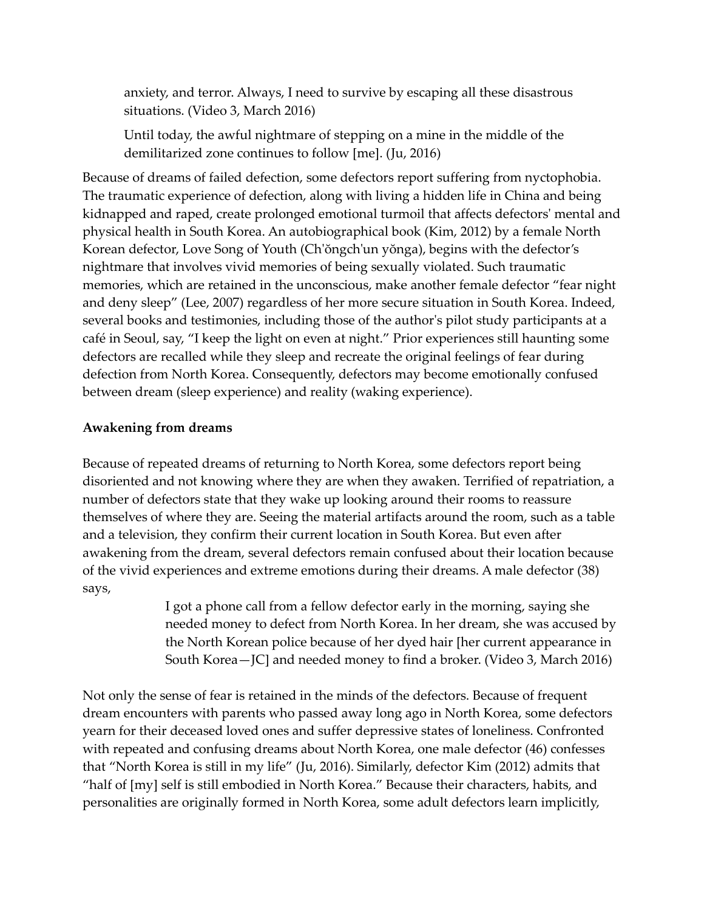> anxiety, and terror. Always, I need to survive by escaping all these disastrous situations. (Video 3, March 2016)
>
> Until today, the awful nightmare of stepping on a mine in the middle of the demilitarized zone continues to follow [me]. (Ju, 2016)

Because of dreams of failed defection, some defectors report suffering from nyctophobia. The traumatic experience of defection, along with living a hidden life in China and being kidnapped and raped, create prolonged emotional turmoil that affects defectors' mental and physical health in South Korea. An autobiographical book (Kim, 2012) by a female North Korean defector, Love Song of Youth (Ch'ŏngch'un yŏnga), begins with the defector's nightmare that involves vivid memories of being sexually violated. Such traumatic memories, which are retained in the unconscious, make another female defector "fear night and deny sleep" (Lee, 2007) regardless of her more secure situation in South Korea. Indeed, several books and testimonies, including those of the author's pilot study participants at a café in Seoul, say, "I keep the light on even at night." Prior experiences still haunting some defectors are recalled while they sleep and recreate the original feelings of fear during defection from North Korea. Consequently, defectors may become emotionally confused between dream (sleep experience) and reality (waking experience).

**Awakening from dreams**

Because of repeated dreams of returning to North Korea, some defectors report being disoriented and not knowing where they are when they awaken. Terrified of repatriation, a number of defectors state that they wake up looking around their rooms to reassure themselves of where they are. Seeing the material artifacts around the room, such as a table and a television, they confirm their current location in South Korea. But even after awakening from the dream, several defectors remain confused about their location because of the vivid experiences and extreme emotions during their dreams. A male defector (38) says,

> I got a phone call from a fellow defector early in the morning, saying she needed money to defect from North Korea. In her dream, she was accused by the North Korean police because of her dyed hair [her current appearance in South Korea—JC] and needed money to find a broker. (Video 3, March 2016)

Not only the sense of fear is retained in the minds of the defectors. Because of frequent dream encounters with parents who passed away long ago in North Korea, some defectors yearn for their deceased loved ones and suffer depressive states of loneliness. Confronted with repeated and confusing dreams about North Korea, one male defector (46) confesses that "North Korea is still in my life" (Ju, 2016). Similarly, defector Kim (2012) admits that "half of [my] self is still embodied in North Korea." Because their characters, habits, and personalities are originally formed in North Korea, some adult defectors learn implicitly,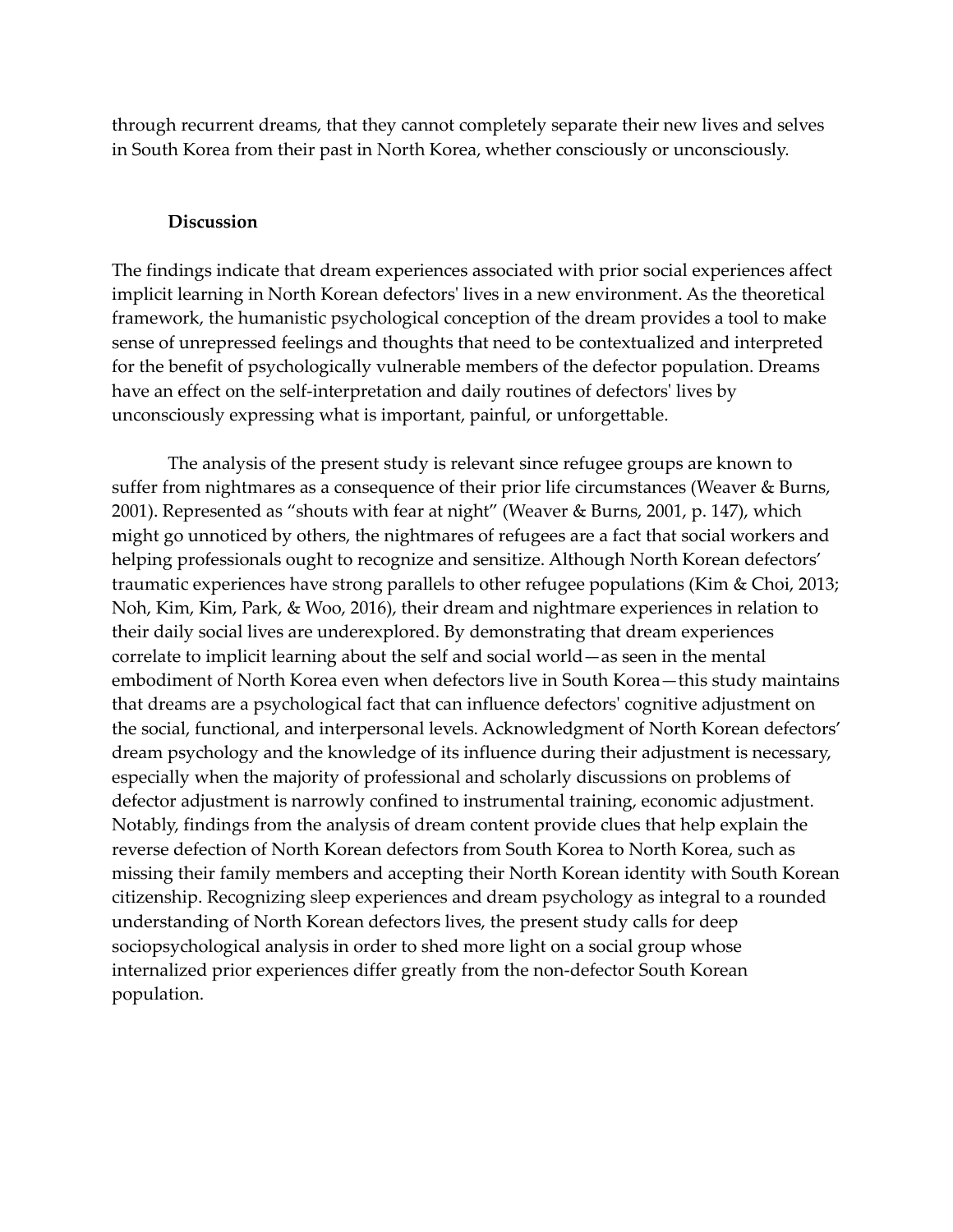through recurrent dreams, that they cannot completely separate their new lives and selves in South Korea from their past in North Korea, whether consciously or unconsciously.

## Discussion

The findings indicate that dream experiences associated with prior social experiences affect implicit learning in North Korean defectors' lives in a new environment. As the theoretical framework, the humanistic psychological conception of the dream provides a tool to make sense of unrepressed feelings and thoughts that need to be contextualized and interpreted for the benefit of psychologically vulnerable members of the defector population. Dreams have an effect on the self-interpretation and daily routines of defectors' lives by unconsciously expressing what is important, painful, or unforgettable.

The analysis of the present study is relevant since refugee groups are known to suffer from nightmares as a consequence of their prior life circumstances (Weaver & Burns, 2001). Represented as "shouts with fear at night" (Weaver & Burns, 2001, p. 147), which might go unnoticed by others, the nightmares of refugees are a fact that social workers and helping professionals ought to recognize and sensitize. Although North Korean defectors' traumatic experiences have strong parallels to other refugee populations (Kim & Choi, 2013; Noh, Kim, Kim, Park, & Woo, 2016), their dream and nightmare experiences in relation to their daily social lives are underexplored. By demonstrating that dream experiences correlate to implicit learning about the self and social world—as seen in the mental embodiment of North Korea even when defectors live in South Korea—this study maintains that dreams are a psychological fact that can influence defectors' cognitive adjustment on the social, functional, and interpersonal levels. Acknowledgment of North Korean defectors' dream psychology and the knowledge of its influence during their adjustment is necessary, especially when the majority of professional and scholarly discussions on problems of defector adjustment is narrowly confined to instrumental training, economic adjustment. Notably, findings from the analysis of dream content provide clues that help explain the reverse defection of North Korean defectors from South Korea to North Korea, such as missing their family members and accepting their North Korean identity with South Korean citizenship. Recognizing sleep experiences and dream psychology as integral to a rounded understanding of North Korean defectors lives, the present study calls for deep sociopsychological analysis in order to shed more light on a social group whose internalized prior experiences differ greatly from the non-defector South Korean population.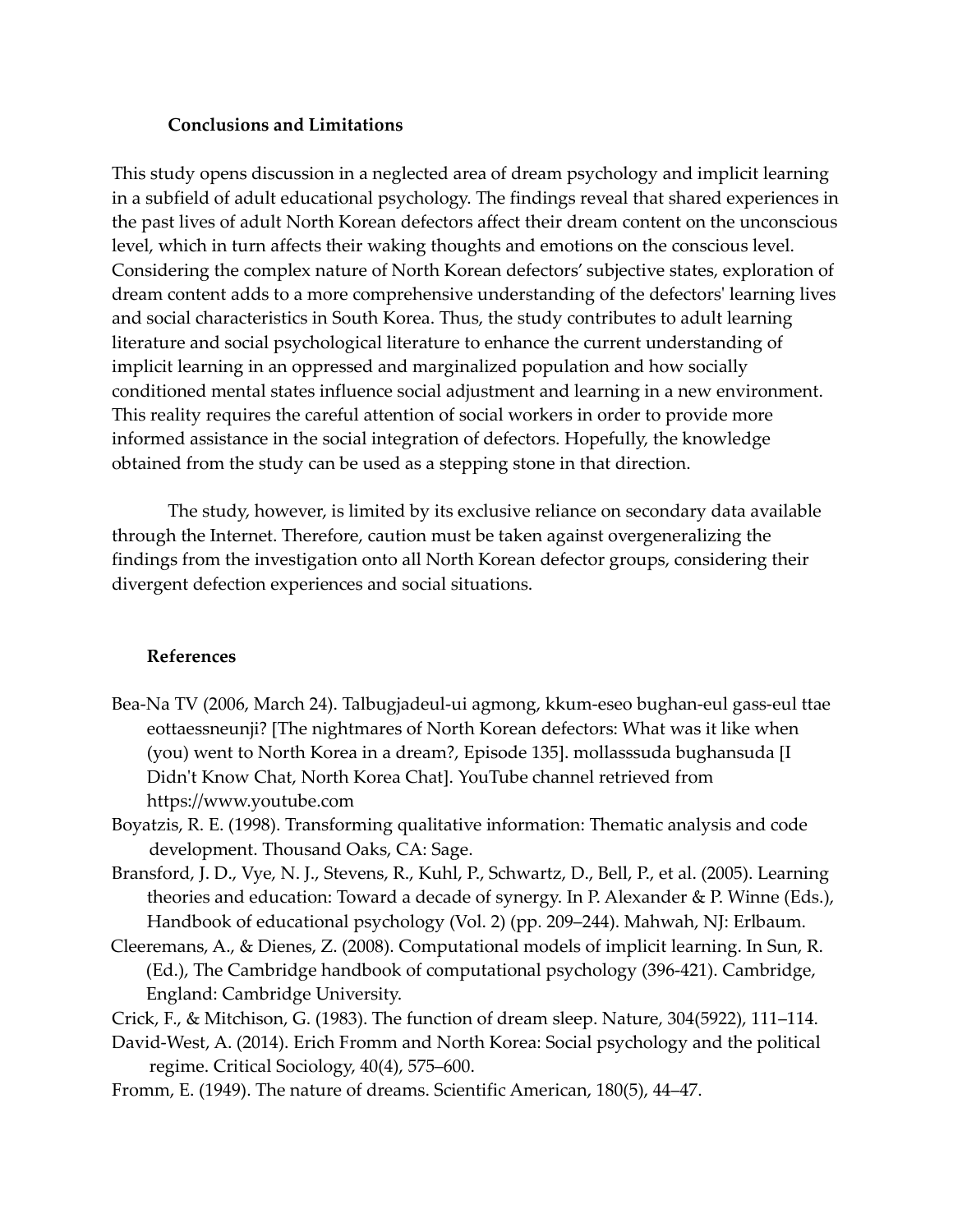## Conclusions and Limitations

This study opens discussion in a neglected area of dream psychology and implicit learning in a subfield of adult educational psychology. The findings reveal that shared experiences in the past lives of adult North Korean defectors affect their dream content on the unconscious level, which in turn affects their waking thoughts and emotions on the conscious level. Considering the complex nature of North Korean defectors' subjective states, exploration of dream content adds to a more comprehensive understanding of the defectors' learning lives and social characteristics in South Korea. Thus, the study contributes to adult learning literature and social psychological literature to enhance the current understanding of implicit learning in an oppressed and marginalized population and how socially conditioned mental states influence social adjustment and learning in a new environment. This reality requires the careful attention of social workers in order to provide more informed assistance in the social integration of defectors. Hopefully, the knowledge obtained from the study can be used as a stepping stone in that direction.

The study, however, is limited by its exclusive reliance on secondary data available through the Internet. Therefore, caution must be taken against overgeneralizing the findings from the investigation onto all North Korean defector groups, considering their divergent defection experiences and social situations.

## References

Bea-Na TV (2006, March 24). Talbugjadeul-ui agmong, kkum-eseo bughan-eul gass-eul ttae eottaessneunji? [The nightmares of North Korean defectors: What was it like when (you) went to North Korea in a dream?, Episode 135]. mollasssuda bughansuda [I Didn't Know Chat, North Korea Chat]. YouTube channel retrieved from https://www.youtube.com

Boyatzis, R. E. (1998). Transforming qualitative information: Thematic analysis and code development. Thousand Oaks, CA: Sage.

Bransford, J. D., Vye, N. J., Stevens, R., Kuhl, P., Schwartz, D., Bell, P., et al. (2005). Learning theories and education: Toward a decade of synergy. In P. Alexander & P. Winne (Eds.), Handbook of educational psychology (Vol. 2) (pp. 209–244). Mahwah, NJ: Erlbaum.

Cleeremans, A., & Dienes, Z. (2008). Computational models of implicit learning. In Sun, R. (Ed.), The Cambridge handbook of computational psychology (396-421). Cambridge, England: Cambridge University.

Crick, F., & Mitchison, G. (1983). The function of dream sleep. Nature, 304(5922), 111–114.

David-West, A. (2014). Erich Fromm and North Korea: Social psychology and the political regime. Critical Sociology, 40(4), 575–600.

Fromm, E. (1949). The nature of dreams. Scientific American, 180(5), 44–47.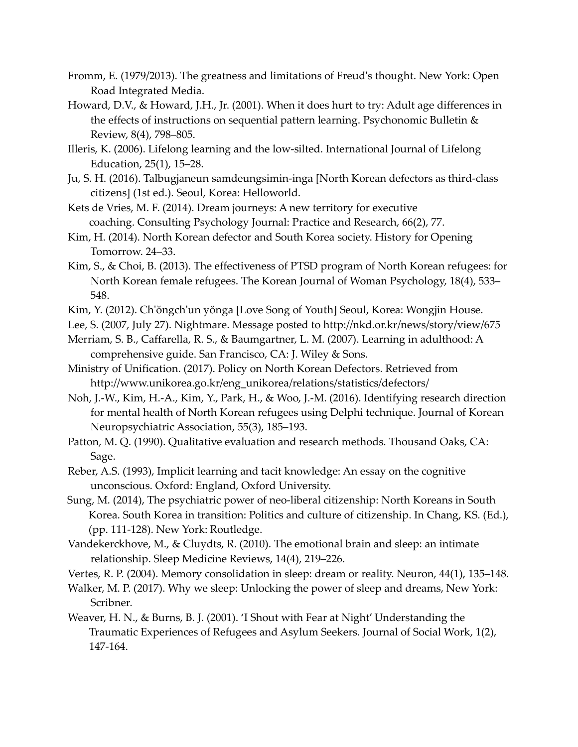Fromm, E. (1979/2013). The greatness and limitations of Freud's thought. New York: Open Road Integrated Media.

Howard, D.V., & Howard, J.H., Jr. (2001). When it does hurt to try: Adult age differences in the effects of instructions on sequential pattern learning. Psychonomic Bulletin & Review, 8(4), 798–805.

Illeris, K. (2006). Lifelong learning and the low-silted. International Journal of Lifelong Education, 25(1), 15–28.

Ju, S. H. (2016). Talbugjaneun samdeungsimin-inga [North Korean defectors as third-class citizens] (1st ed.). Seoul, Korea: Helloworld.

Kets de Vries, M. F. (2014). Dream journeys: A new territory for executive coaching. Consulting Psychology Journal: Practice and Research, 66(2), 77.

Kim, H. (2014). North Korean defector and South Korea society. History for Opening Tomorrow. 24–33.

Kim, S., & Choi, B. (2013). The effectiveness of PTSD program of North Korean refugees: for North Korean female refugees. The Korean Journal of Woman Psychology, 18(4), 533–548.

Kim, Y. (2012). Ch'ŏngch'un yŏnga [Love Song of Youth] Seoul, Korea: Wongjin House.

Lee, S. (2007, July 27). Nightmare. Message posted to http://nkd.or.kr/news/story/view/675

Merriam, S. B., Caffarella, R. S., & Baumgartner, L. M. (2007). Learning in adulthood: A comprehensive guide. San Francisco, CA: J. Wiley & Sons.

Ministry of Unification. (2017). Policy on North Korean Defectors. Retrieved from http://www.unikorea.go.kr/eng_unikorea/relations/statistics/defectors/

Noh, J.-W., Kim, H.-A., Kim, Y., Park, H., & Woo, J.-M. (2016). Identifying research direction for mental health of North Korean refugees using Delphi technique. Journal of Korean Neuropsychiatric Association, 55(3), 185–193.

Patton, M. Q. (1990). Qualitative evaluation and research methods. Thousand Oaks, CA: Sage.

Reber, A.S. (1993), Implicit learning and tacit knowledge: An essay on the cognitive unconscious. Oxford: England, Oxford University.

Sung, M. (2014), The psychiatric power of neo-liberal citizenship: North Koreans in South Korea. South Korea in transition: Politics and culture of citizenship. In Chang, KS. (Ed.), (pp. 111-128). New York: Routledge.

Vandekerckhove, M., & Cluydts, R. (2010). The emotional brain and sleep: an intimate relationship. Sleep Medicine Reviews, 14(4), 219–226.

Vertes, R. P. (2004). Memory consolidation in sleep: dream or reality. Neuron, 44(1), 135–148.

Walker, M. P. (2017). Why we sleep: Unlocking the power of sleep and dreams, New York: Scribner.

Weaver, H. N., & Burns, B. J. (2001). 'I Shout with Fear at Night' Understanding the Traumatic Experiences of Refugees and Asylum Seekers. Journal of Social Work, 1(2), 147-164.